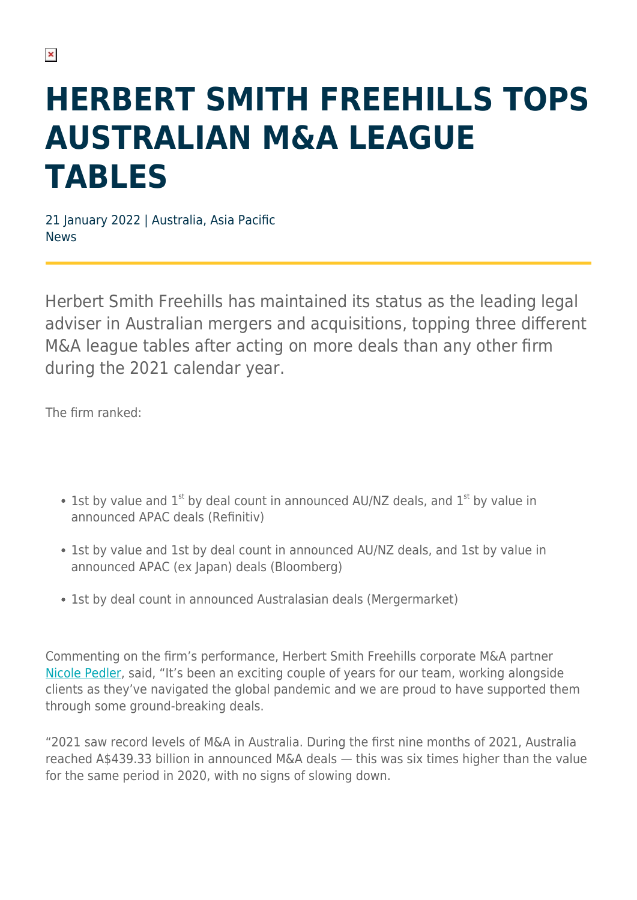# HERBERT SMITH FREEHILLS TOPS AUSTRALIAN M&A LEAGUE TABLES

21 January 2022 | Australia, Asia Pacific
News

Herbert Smith Freehills has maintained its status as the leading legal adviser in Australian mergers and acquisitions, topping three different M&A league tables after acting on more deals than any other firm during the 2021 calendar year.

The firm ranked:

- 1st by value and 1st by deal count in announced AU/NZ deals, and 1st by value in announced APAC deals (Refinitiv)
- 1st by value and 1st by deal count in announced AU/NZ deals, and 1st by value in announced APAC (ex Japan) deals (Bloomberg)
- 1st by deal count in announced Australasian deals (Mergermarket)

Commenting on the firm's performance, Herbert Smith Freehills corporate M&A partner Nicole Pedler, said, "It's been an exciting couple of years for our team, working alongside clients as they've navigated the global pandemic and we are proud to have supported them through some ground-breaking deals.

"2021 saw record levels of M&A in Australia. During the first nine months of 2021, Australia reached A$439.33 billion in announced M&A deals — this was six times higher than the value for the same period in 2020, with no signs of slowing down.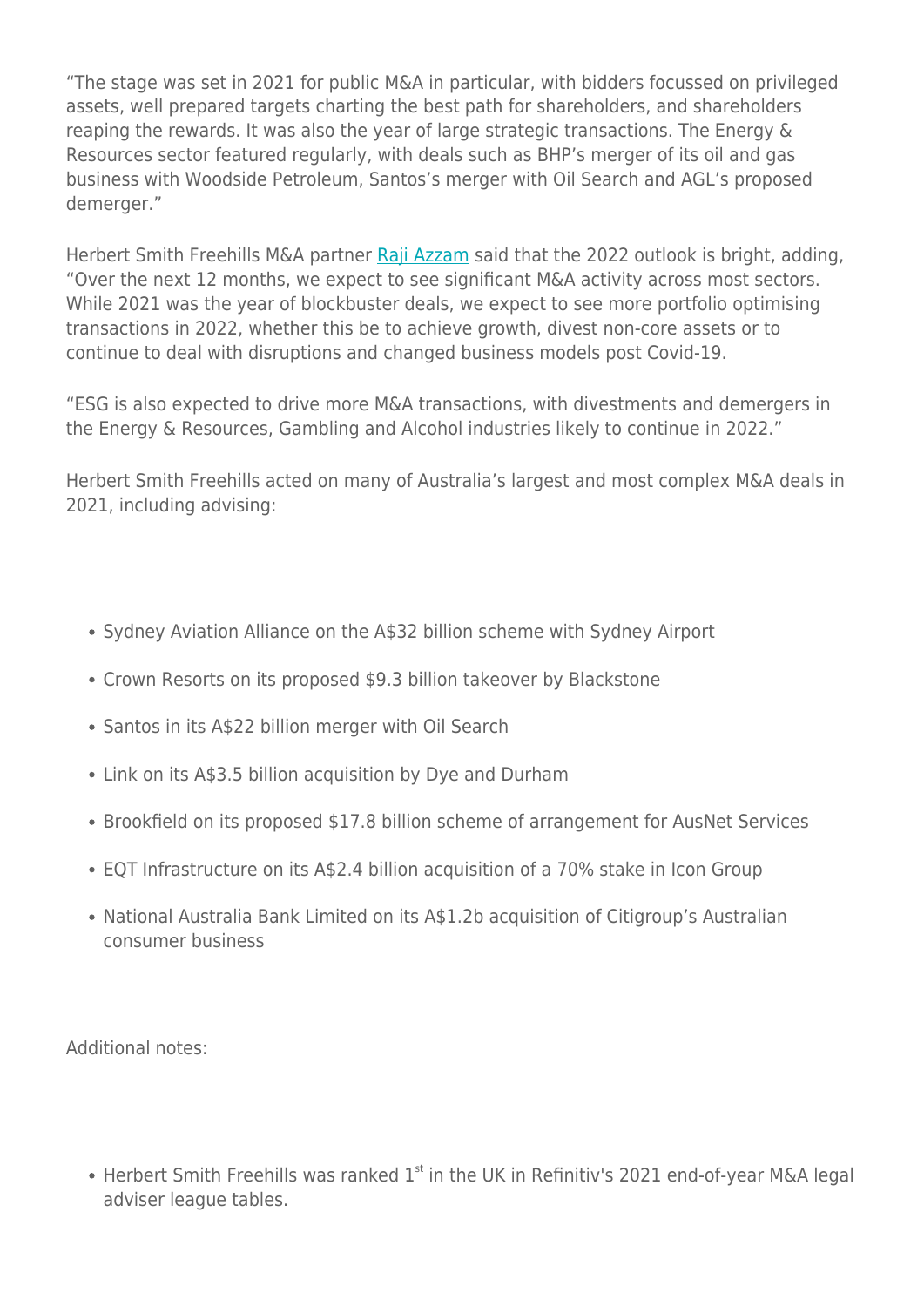"The stage was set in 2021 for public M&A in particular, with bidders focussed on privileged assets, well prepared targets charting the best path for shareholders, and shareholders reaping the rewards. It was also the year of large strategic transactions. The Energy & Resources sector featured regularly, with deals such as BHP's merger of its oil and gas business with Woodside Petroleum, Santos's merger with Oil Search and AGL's proposed demerger."

Herbert Smith Freehills M&A partner [Raji Azzam] said that the 2022 outlook is bright, adding, "Over the next 12 months, we expect to see significant M&A activity across most sectors. While 2021 was the year of blockbuster deals, we expect to see more portfolio optimising transactions in 2022, whether this be to achieve growth, divest non-core assets or to continue to deal with disruptions and changed business models post Covid-19.

"ESG is also expected to drive more M&A transactions, with divestments and demergers in the Energy & Resources, Gambling and Alcohol industries likely to continue in 2022."

Herbert Smith Freehills acted on many of Australia's largest and most complex M&A deals in 2021, including advising:

- Sydney Aviation Alliance on the A$32 billion scheme with Sydney Airport
- Crown Resorts on its proposed $9.3 billion takeover by Blackstone
- Santos in its A$22 billion merger with Oil Search
- Link on its A$3.5 billion acquisition by Dye and Durham
- Brookfield on its proposed $17.8 billion scheme of arrangement for AusNet Services
- EQT Infrastructure on its A$2.4 billion acquisition of a 70% stake in Icon Group
- National Australia Bank Limited on its A$1.2b acquisition of Citigroup's Australian consumer business

Additional notes:

- Herbert Smith Freehills was ranked 1st in the UK in Refinitiv's 2021 end-of-year M&A legal adviser league tables.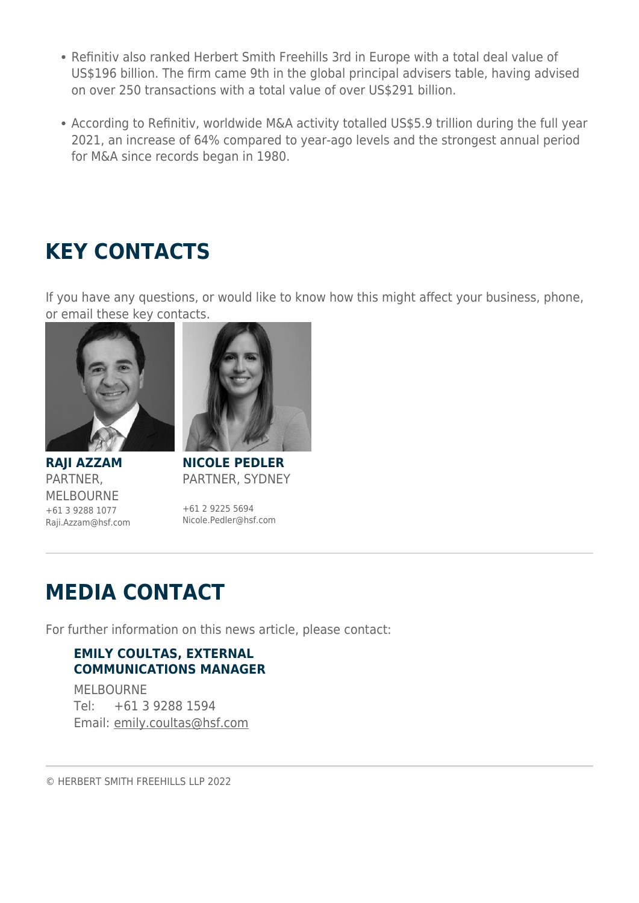- Refinitiv also ranked Herbert Smith Freehills 3rd in Europe with a total deal value of US$196 billion. The firm came 9th in the global principal advisers table, having advised on over 250 transactions with a total value of over US$291 billion.
- According to Refinitiv, worldwide M&A activity totalled US$5.9 trillion during the full year 2021, an increase of 64% compared to year-ago levels and the strongest annual period for M&A since records began in 1980.

# KEY CONTACTS

If you have any questions, or would like to know how this might affect your business, phone, or email these key contacts.

**RAJI AZZAM**
PARTNER, MELBOURNE
+61 3 9288 1077
Raji.Azzam@hsf.com

**NICOLE PEDLER**
PARTNER, SYDNEY
+61 2 9225 5694
Nicole.Pedler@hsf.com

# MEDIA CONTACT

For further information on this news article, please contact:

**EMILY COULTAS, EXTERNAL COMMUNICATIONS MANAGER**

MELBOURNE
Tel: +61 3 9288 1594
Email: emily.coultas@hsf.com

© HERBERT SMITH FREEHILLS LLP 2022